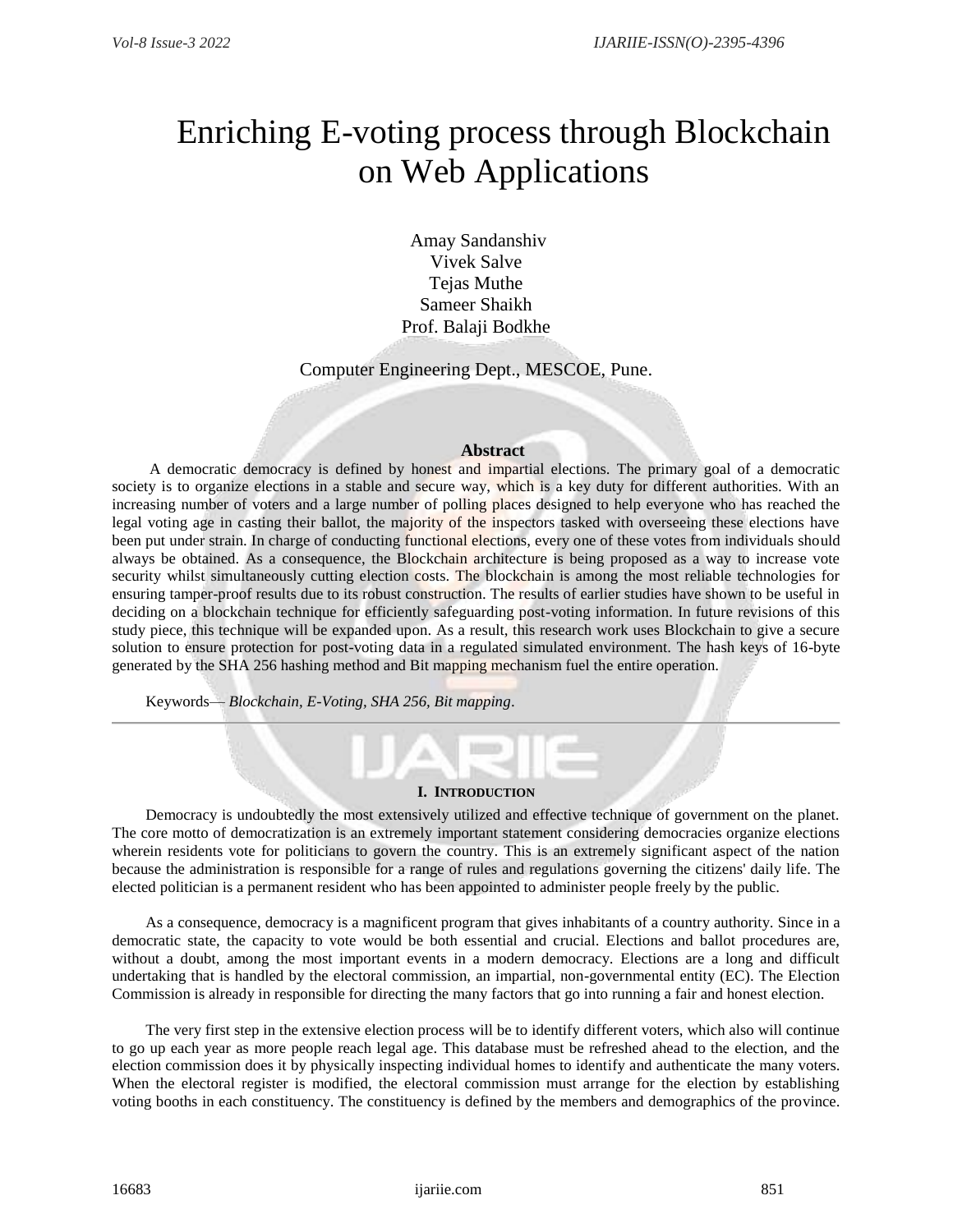# Enriching E-voting process through Blockchain on Web Applications

Amay Sandanshiv
Vivek Salve
Tejas Muthe
Sameer Shaikh
Prof. Balaji Bodkhe

Computer Engineering Dept., MESCOE, Pune.

## Abstract

A democratic democracy is defined by honest and impartial elections. The primary goal of a democratic society is to organize elections in a stable and secure way, which is a key duty for different authorities. With an increasing number of voters and a large number of polling places designed to help everyone who has reached the legal voting age in casting their ballot, the majority of the inspectors tasked with overseeing these elections have been put under strain. In charge of conducting functional elections, every one of these votes from individuals should always be obtained. As a consequence, the Blockchain architecture is being proposed as a way to increase vote security whilst simultaneously cutting election costs. The blockchain is among the most reliable technologies for ensuring tamper-proof results due to its robust construction. The results of earlier studies have shown to be useful in deciding on a blockchain technique for efficiently safeguarding post-voting information. In future revisions of this study piece, this technique will be expanded upon. As a result, this research work uses Blockchain to give a secure solution to ensure protection for post-voting data in a regulated simulated environment. The hash keys of 16-byte generated by the SHA 256 hashing method and Bit mapping mechanism fuel the entire operation.

Keywords— *Blockchain, E-Voting, SHA 256, Bit mapping.*

## I. Introduction

Democracy is undoubtedly the most extensively utilized and effective technique of government on the planet. The core motto of democratization is an extremely important statement considering democracies organize elections wherein residents vote for politicians to govern the country. This is an extremely significant aspect of the nation because the administration is responsible for a range of rules and regulations governing the citizens' daily life. The elected politician is a permanent resident who has been appointed to administer people freely by the public.

As a consequence, democracy is a magnificent program that gives inhabitants of a country authority. Since in a democratic state, the capacity to vote would be both essential and crucial. Elections and ballot procedures are, without a doubt, among the most important events in a modern democracy. Elections are a long and difficult undertaking that is handled by the electoral commission, an impartial, non-governmental entity (EC). The Election Commission is already in responsible for directing the many factors that go into running a fair and honest election.

The very first step in the extensive election process will be to identify different voters, which also will continue to go up each year as more people reach legal age. This database must be refreshed ahead to the election, and the election commission does it by physically inspecting individual homes to identify and authenticate the many voters. When the electoral register is modified, the electoral commission must arrange for the election by establishing voting booths in each constituency. The constituency is defined by the members and demographics of the province.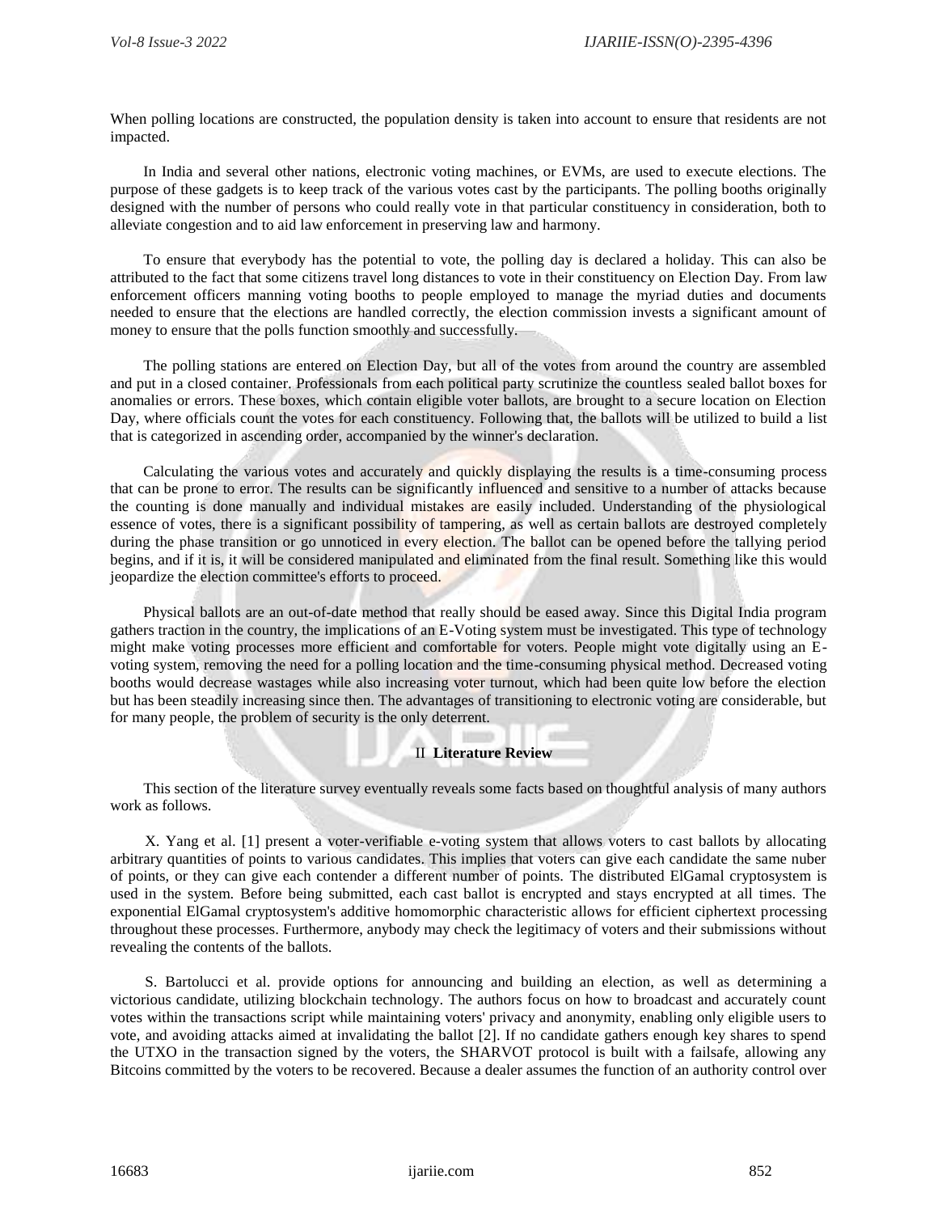When polling locations are constructed, the population density is taken into account to ensure that residents are not impacted.

In India and several other nations, electronic voting machines, or EVMs, are used to execute elections. The purpose of these gadgets is to keep track of the various votes cast by the participants. The polling booths originally designed with the number of persons who could really vote in that particular constituency in consideration, both to alleviate congestion and to aid law enforcement in preserving law and harmony.

To ensure that everybody has the potential to vote, the polling day is declared a holiday. This can also be attributed to the fact that some citizens travel long distances to vote in their constituency on Election Day. From law enforcement officers manning voting booths to people employed to manage the myriad duties and documents needed to ensure that the elections are handled correctly, the election commission invests a significant amount of money to ensure that the polls function smoothly and successfully.

The polling stations are entered on Election Day, but all of the votes from around the country are assembled and put in a closed container. Professionals from each political party scrutinize the countless sealed ballot boxes for anomalies or errors. These boxes, which contain eligible voter ballots, are brought to a secure location on Election Day, where officials count the votes for each constituency. Following that, the ballots will be utilized to build a list that is categorized in ascending order, accompanied by the winner's declaration.

Calculating the various votes and accurately and quickly displaying the results is a time-consuming process that can be prone to error. The results can be significantly influenced and sensitive to a number of attacks because the counting is done manually and individual mistakes are easily included. Understanding of the physiological essence of votes, there is a significant possibility of tampering, as well as certain ballots are destroyed completely during the phase transition or go unnoticed in every election. The ballot can be opened before the tallying period begins, and if it is, it will be considered manipulated and eliminated from the final result. Something like this would jeopardize the election committee's efforts to proceed.

Physical ballots are an out-of-date method that really should be eased away. Since this Digital India program gathers traction in the country, the implications of an E-Voting system must be investigated. This type of technology might make voting processes more efficient and comfortable for voters. People might vote digitally using an E-voting system, removing the need for a polling location and the time-consuming physical method. Decreased voting booths would decrease wastages while also increasing voter turnout, which had been quite low before the election but has been steadily increasing since then. The advantages of transitioning to electronic voting are considerable, but for many people, the problem of security is the only deterrent.

## II Literature Review

This section of the literature survey eventually reveals some facts based on thoughtful analysis of many authors work as follows.

X. Yang et al. [1] present a voter-verifiable e-voting system that allows voters to cast ballots by allocating arbitrary quantities of points to various candidates. This implies that voters can give each candidate the same nuber of points, or they can give each contender a different number of points. The distributed ElGamal cryptosystem is used in the system. Before being submitted, each cast ballot is encrypted and stays encrypted at all times. The exponential ElGamal cryptosystem's additive homomorphic characteristic allows for efficient ciphertext processing throughout these processes. Furthermore, anybody may check the legitimacy of voters and their submissions without revealing the contents of the ballots.

S. Bartolucci et al. provide options for announcing and building an election, as well as determining a victorious candidate, utilizing blockchain technology. The authors focus on how to broadcast and accurately count votes within the transactions script while maintaining voters' privacy and anonymity, enabling only eligible users to vote, and avoiding attacks aimed at invalidating the ballot [2]. If no candidate gathers enough key shares to spend the UTXO in the transaction signed by the voters, the SHARVOT protocol is built with a failsafe, allowing any Bitcoins committed by the voters to be recovered. Because a dealer assumes the function of an authority control over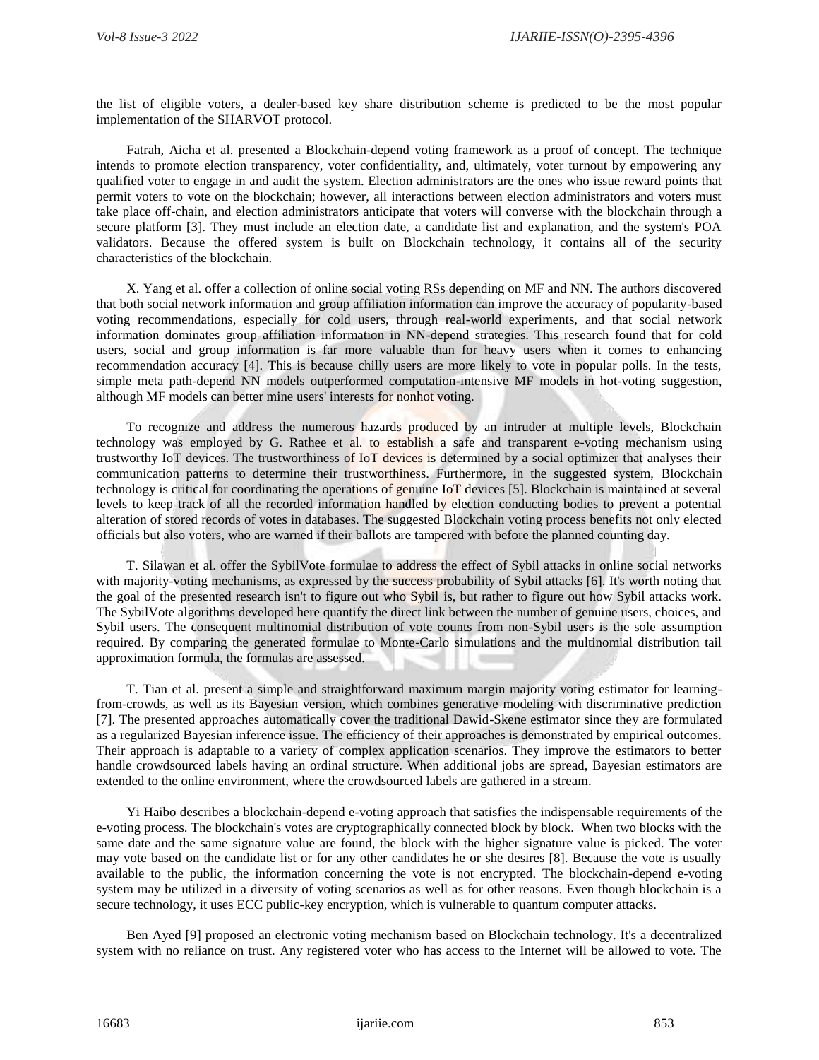the list of eligible voters, a dealer-based key share distribution scheme is predicted to be the most popular implementation of the SHARVOT protocol.

Fatrah, Aicha et al. presented a Blockchain-depend voting framework as a proof of concept. The technique intends to promote election transparency, voter confidentiality, and, ultimately, voter turnout by empowering any qualified voter to engage in and audit the system. Election administrators are the ones who issue reward points that permit voters to vote on the blockchain; however, all interactions between election administrators and voters must take place off-chain, and election administrators anticipate that voters will converse with the blockchain through a secure platform [3]. They must include an election date, a candidate list and explanation, and the system's POA validators. Because the offered system is built on Blockchain technology, it contains all of the security characteristics of the blockchain.

X. Yang et al. offer a collection of online social voting RSs depending on MF and NN. The authors discovered that both social network information and group affiliation information can improve the accuracy of popularity-based voting recommendations, especially for cold users, through real-world experiments, and that social network information dominates group affiliation information in NN-depend strategies. This research found that for cold users, social and group information is far more valuable than for heavy users when it comes to enhancing recommendation accuracy [4]. This is because chilly users are more likely to vote in popular polls. In the tests, simple meta path-depend NN models outperformed computation-intensive MF models in hot-voting suggestion, although MF models can better mine users' interests for nonhot voting.

To recognize and address the numerous hazards produced by an intruder at multiple levels, Blockchain technology was employed by G. Rathee et al. to establish a safe and transparent e-voting mechanism using trustworthy IoT devices. The trustworthiness of IoT devices is determined by a social optimizer that analyses their communication patterns to determine their trustworthiness. Furthermore, in the suggested system, Blockchain technology is critical for coordinating the operations of genuine IoT devices [5]. Blockchain is maintained at several levels to keep track of all the recorded information handled by election conducting bodies to prevent a potential alteration of stored records of votes in databases. The suggested Blockchain voting process benefits not only elected officials but also voters, who are warned if their ballots are tampered with before the planned counting day.

T. Silawan et al. offer the SybilVote formulae to address the effect of Sybil attacks in online social networks with majority-voting mechanisms, as expressed by the success probability of Sybil attacks [6]. It's worth noting that the goal of the presented research isn't to figure out who Sybil is, but rather to figure out how Sybil attacks work. The SybilVote algorithms developed here quantify the direct link between the number of genuine users, choices, and Sybil users. The consequent multinomial distribution of vote counts from non-Sybil users is the sole assumption required. By comparing the generated formulae to Monte-Carlo simulations and the multinomial distribution tail approximation formula, the formulas are assessed.

T. Tian et al. present a simple and straightforward maximum margin majority voting estimator for learning-from-crowds, as well as its Bayesian version, which combines generative modeling with discriminative prediction [7]. The presented approaches automatically cover the traditional Dawid-Skene estimator since they are formulated as a regularized Bayesian inference issue. The efficiency of their approaches is demonstrated by empirical outcomes. Their approach is adaptable to a variety of complex application scenarios. They improve the estimators to better handle crowdsourced labels having an ordinal structure. When additional jobs are spread, Bayesian estimators are extended to the online environment, where the crowdsourced labels are gathered in a stream.

Yi Haibo describes a blockchain-depend e-voting approach that satisfies the indispensable requirements of the e-voting process. The blockchain's votes are cryptographically connected block by block. When two blocks with the same date and the same signature value are found, the block with the higher signature value is picked. The voter may vote based on the candidate list or for any other candidates he or she desires [8]. Because the vote is usually available to the public, the information concerning the vote is not encrypted. The blockchain-depend e-voting system may be utilized in a diversity of voting scenarios as well as for other reasons. Even though blockchain is a secure technology, it uses ECC public-key encryption, which is vulnerable to quantum computer attacks.

Ben Ayed [9] proposed an electronic voting mechanism based on Blockchain technology. It's a decentralized system with no reliance on trust. Any registered voter who has access to the Internet will be allowed to vote. The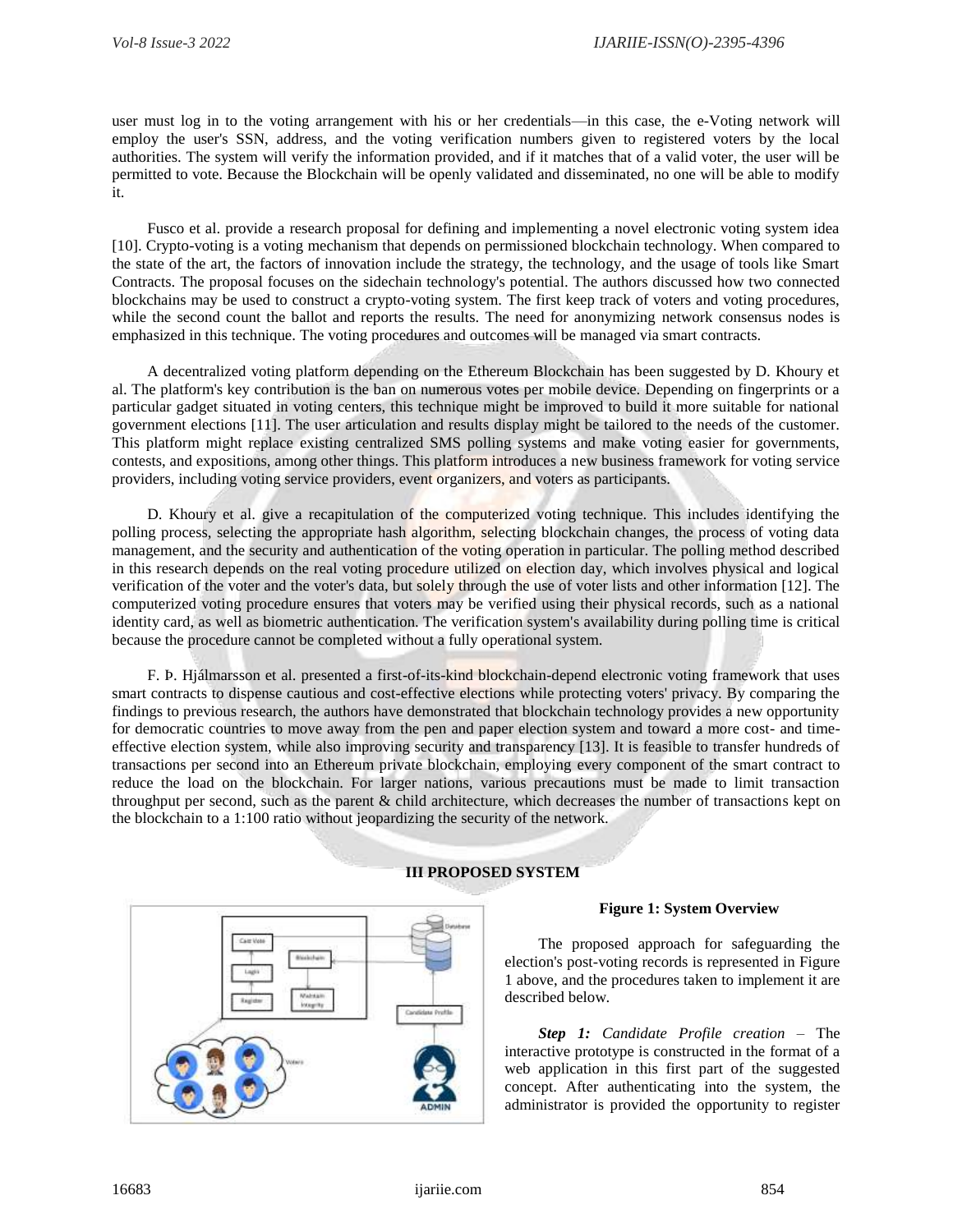user must log in to the voting arrangement with his or her credentials—in this case, the e-Voting network will employ the user's SSN, address, and the voting verification numbers given to registered voters by the local authorities. The system will verify the information provided, and if it matches that of a valid voter, the user will be permitted to vote. Because the Blockchain will be openly validated and disseminated, no one will be able to modify it.

Fusco et al. provide a research proposal for defining and implementing a novel electronic voting system idea [10]. Crypto-voting is a voting mechanism that depends on permissioned blockchain technology. When compared to the state of the art, the factors of innovation include the strategy, the technology, and the usage of tools like Smart Contracts. The proposal focuses on the sidechain technology's potential. The authors discussed how two connected blockchains may be used to construct a crypto-voting system. The first keep track of voters and voting procedures, while the second count the ballot and reports the results. The need for anonymizing network consensus nodes is emphasized in this technique. The voting procedures and outcomes will be managed via smart contracts.

A decentralized voting platform depending on the Ethereum Blockchain has been suggested by D. Khoury et al. The platform's key contribution is the ban on numerous votes per mobile device. Depending on fingerprints or a particular gadget situated in voting centers, this technique might be improved to build it more suitable for national government elections [11]. The user articulation and results display might be tailored to the needs of the customer. This platform might replace existing centralized SMS polling systems and make voting easier for governments, contests, and expositions, among other things. This platform introduces a new business framework for voting service providers, including voting service providers, event organizers, and voters as participants.

D. Khoury et al. give a recapitulation of the computerized voting technique. This includes identifying the polling process, selecting the appropriate hash algorithm, selecting blockchain changes, the process of voting data management, and the security and authentication of the voting operation in particular. The polling method described in this research depends on the real voting procedure utilized on election day, which involves physical and logical verification of the voter and the voter's data, but solely through the use of voter lists and other information [12]. The computerized voting procedure ensures that voters may be verified using their physical records, such as a national identity card, as well as biometric authentication. The verification system's availability during polling time is critical because the procedure cannot be completed without a fully operational system.

F. Þ. Hjálmarsson et al. presented a first-of-its-kind blockchain-depend electronic voting framework that uses smart contracts to dispense cautious and cost-effective elections while protecting voters' privacy. By comparing the findings to previous research, the authors have demonstrated that blockchain technology provides a new opportunity for democratic countries to move away from the pen and paper election system and toward a more cost- and time-effective election system, while also improving security and transparency [13]. It is feasible to transfer hundreds of transactions per second into an Ethereum private blockchain, employing every component of the smart contract to reduce the load on the blockchain. For larger nations, various precautions must be made to limit transaction throughput per second, such as the parent & child architecture, which decreases the number of transactions kept on the blockchain to a 1:100 ratio without jeopardizing the security of the network.

## III PROPOSED SYSTEM

**Figure 1: System Overview**

The proposed approach for safeguarding the election's post-voting records is represented in Figure 1 above, and the procedures taken to implement it are described below.

***Step 1:*** *Candidate Profile creation* – The interactive prototype is constructed in the format of a web application in this first part of the suggested concept. After authenticating into the system, the administrator is provided the opportunity to register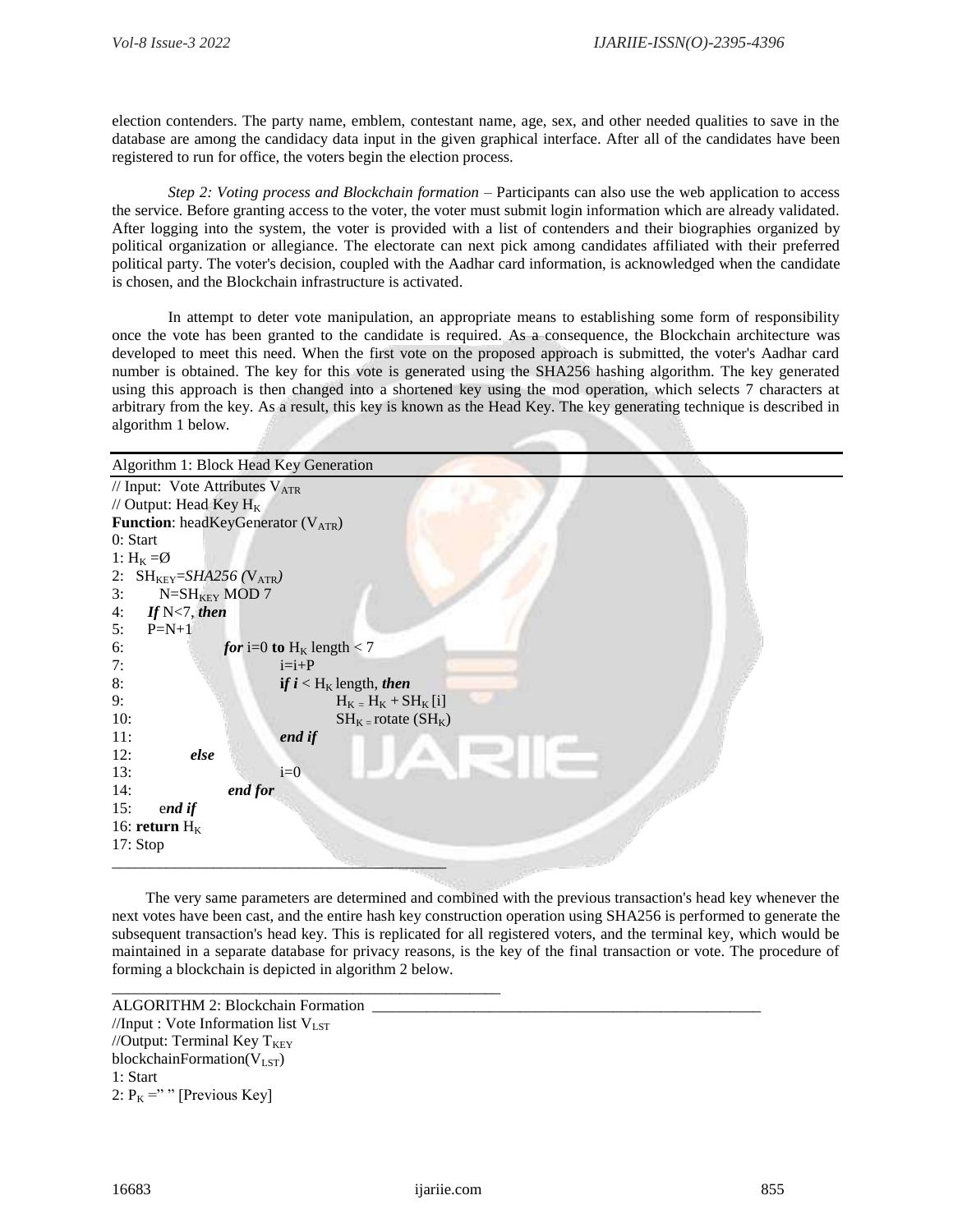election contenders. The party name, emblem, contestant name, age, sex, and other needed qualities to save in the database are among the candidacy data input in the given graphical interface. After all of the candidates have been registered to run for office, the voters begin the election process.

*Step 2: Voting process and Blockchain formation* – Participants can also use the web application to access the service. Before granting access to the voter, the voter must submit login information which are already validated. After logging into the system, the voter is provided with a list of contenders and their biographies organized by political organization or allegiance. The electorate can next pick among candidates affiliated with their preferred political party. The voter's decision, coupled with the Aadhar card information, is acknowledged when the candidate is chosen, and the Blockchain infrastructure is activated.

In attempt to deter vote manipulation, an appropriate means to establishing some form of responsibility once the vote has been granted to the candidate is required. As a consequence, the Blockchain architecture was developed to meet this need. When the first vote on the proposed approach is submitted, the voter's Aadhar card number is obtained. The key for this vote is generated using the SHA256 hashing algorithm. The key generated using this approach is then changed into a shortened key using the mod operation, which selects 7 characters at arbitrary from the key. As a result, this key is known as the Head Key. The key generating technique is described in algorithm 1 below.

Algorithm 1: Block Head Key Generation

// Input: Vote Attributes $V_{ATR}$
// Output: Head Key $H_K$
**Function**: headKeyGenerator ($V_{ATR}$)
0: Start
1: $H_K = \emptyset$
2: $SH_{KEY}$=*SHA256* ($V_{ATR}$)
3: N=$SH_{KEY}$ MOD 7
4: ***If*** N<7, ***then***
5: P=N+1
6: ***for*** i=0 **to** $H_K$ length < 7
7: i=i+P
8: ***if*** $i$ < $H_K$ length, ***then***
9: $H_K = H_K + SH_K[i]$
10: $SH_K$ = rotate ($SH_K$)
11: ***end if***
12: ***else***
13: i=0
14: ***end for***
15: ***end if***
16: **return** $H_K$
17: Stop

The very same parameters are determined and combined with the previous transaction's head key whenever the next votes have been cast, and the entire hash key construction operation using SHA256 is performed to generate the subsequent transaction's head key. This is replicated for all registered voters, and the terminal key, which would be maintained in a separate database for privacy reasons, is the key of the final transaction or vote. The procedure of forming a blockchain is depicted in algorithm 2 below.

ALGORITHM 2: Blockchain Formation

//Input : Vote Information list $V_{LST}$
//Output: Terminal Key $T_{KEY}$
blockchainFormation($V_{LST}$)
1: Start
2: $P_K$ =" " [Previous Key]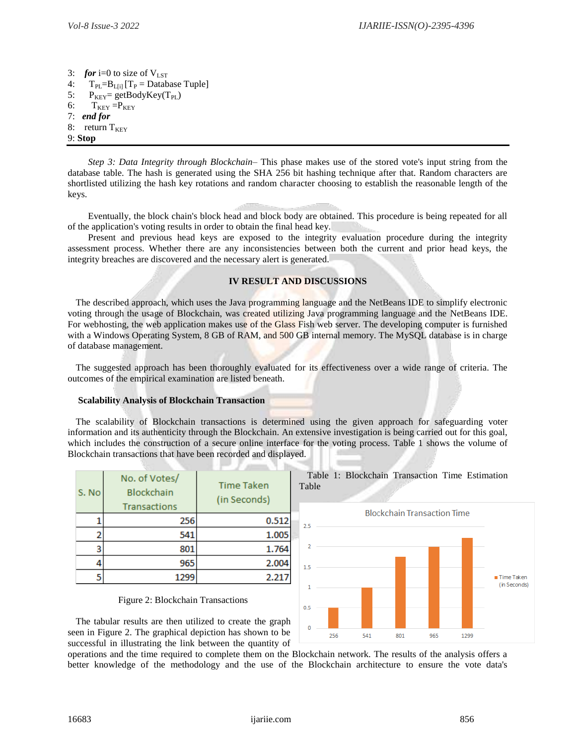3: ***for*** i=0 to size of $V_{LST}$
4: $T_{PL}=B_{L[i]}$ [$T_P$ = Database Tuple]
5: $P_{KEY}$= getBodyKey($T_{PL}$)
6: $T_{KEY}$ =$P_{KEY}$
7: ***end for***
8: return $T_{KEY}$
9: **Stop**

*Step 3: Data Integrity through Blockchain*– This phase makes use of the stored vote's input string from the database table. The hash is generated using the SHA 256 bit hashing technique after that. Random characters are shortlisted utilizing the hash key rotations and random character choosing to establish the reasonable length of the keys.

Eventually, the block chain's block head and block body are obtained. This procedure is being repeated for all of the application's voting results in order to obtain the final head key.

Present and previous head keys are exposed to the integrity evaluation procedure during the integrity assessment process. Whether there are any inconsistencies between both the current and prior head keys, the integrity breaches are discovered and the necessary alert is generated.

## IV RESULT AND DISCUSSIONS

The described approach, which uses the Java programming language and the NetBeans IDE to simplify electronic voting through the usage of Blockchain, was created utilizing Java programming language and the NetBeans IDE. For webhosting, the web application makes use of the Glass Fish web server. The developing computer is furnished with a Windows Operating System, 8 GB of RAM, and 500 GB internal memory. The MySQL database is in charge of database management.

The suggested approach has been thoroughly evaluated for its effectiveness over a wide range of criteria. The outcomes of the empirical examination are listed beneath.

### Scalability Analysis of Blockchain Transaction

The scalability of Blockchain transactions is determined using the given approach for safeguarding voter information and its authenticity through the Blockchain. An extensive investigation is being carried out for this goal, which includes the construction of a secure online interface for the voting process. Table 1 shows the volume of Blockchain transactions that have been recorded and displayed.

Table 1: Blockchain Transaction Time Estimation Table

| S. No | No. of Votes/ Blockchain Transactions | Time Taken (in Seconds) |
|---|---|---|
| 1 | 256 | 0.512 |
| 2 | 541 | 1.005 |
| 3 | 801 | 1.764 |
| 4 | 965 | 2.004 |
| 5 | 1299 | 2.217 |

Figure 2: Blockchain Transactions

The tabular results are then utilized to create the graph seen in Figure 2. The graphical depiction has shown to be successful in illustrating the link between the quantity of operations and the time required to complete them on the Blockchain network. The results of the analysis offers a better knowledge of the methodology and the use of the Blockchain architecture to ensure the vote data's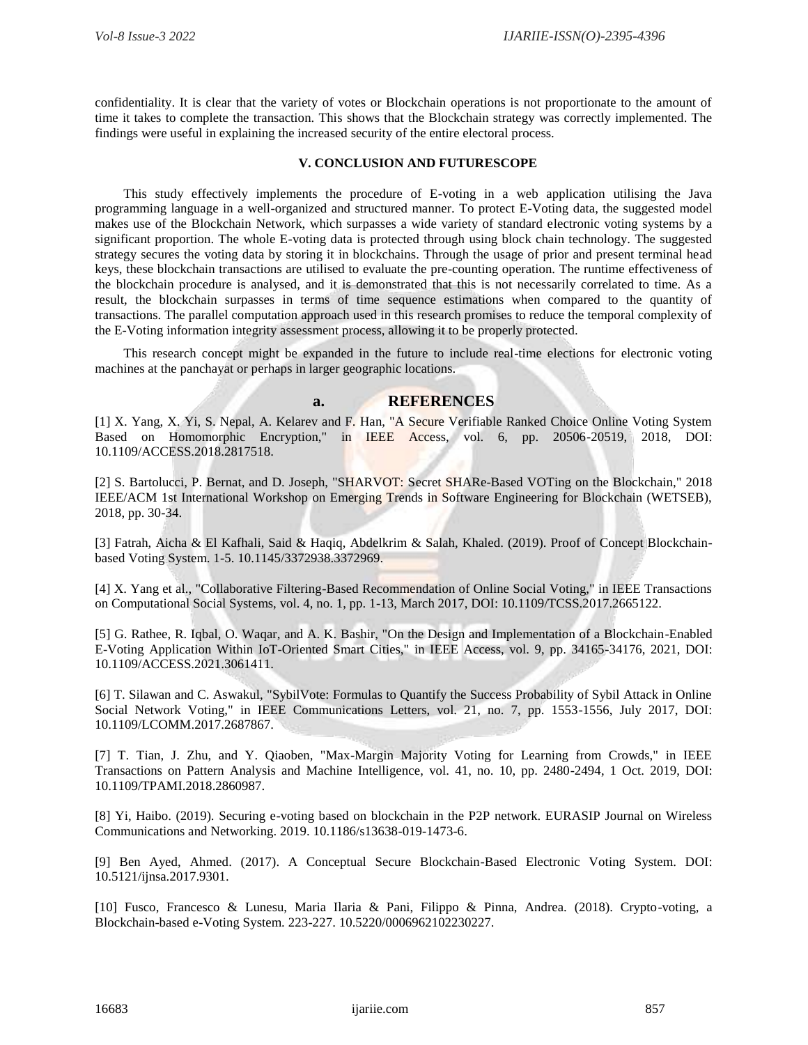confidentiality. It is clear that the variety of votes or Blockchain operations is not proportionate to the amount of time it takes to complete the transaction. This shows that the Blockchain strategy was correctly implemented. The findings were useful in explaining the increased security of the entire electoral process.

## V. CONCLUSION AND FUTURESCOPE

This study effectively implements the procedure of E-voting in a web application utilising the Java programming language in a well-organized and structured manner. To protect E-Voting data, the suggested model makes use of the Blockchain Network, which surpasses a wide variety of standard electronic voting systems by a significant proportion. The whole E-voting data is protected through using block chain technology. The suggested strategy secures the voting data by storing it in blockchains. Through the usage of prior and present terminal head keys, these blockchain transactions are utilised to evaluate the pre-counting operation. The runtime effectiveness of the blockchain procedure is analysed, and it is demonstrated that this is not necessarily correlated to time. As a result, the blockchain surpasses in terms of time sequence estimations when compared to the quantity of transactions. The parallel computation approach used in this research promises to reduce the temporal complexity of the E-Voting information integrity assessment process, allowing it to be properly protected.

This research concept might be expanded in the future to include real-time elections for electronic voting machines at the panchayat or perhaps in larger geographic locations.

## a. REFERENCES

[1] X. Yang, X. Yi, S. Nepal, A. Kelarev and F. Han, "A Secure Verifiable Ranked Choice Online Voting System Based on Homomorphic Encryption," in IEEE Access, vol. 6, pp. 20506-20519, 2018, DOI: 10.1109/ACCESS.2018.2817518.

[2] S. Bartolucci, P. Bernat, and D. Joseph, "SHARVOT: Secret SHARe-Based VOTing on the Blockchain," 2018 IEEE/ACM 1st International Workshop on Emerging Trends in Software Engineering for Blockchain (WETSEB), 2018, pp. 30-34.

[3] Fatrah, Aicha & El Kafhali, Said & Haqiq, Abdelkrim & Salah, Khaled. (2019). Proof of Concept Blockchain-based Voting System. 1-5. 10.1145/3372938.3372969.

[4] X. Yang et al., "Collaborative Filtering-Based Recommendation of Online Social Voting," in IEEE Transactions on Computational Social Systems, vol. 4, no. 1, pp. 1-13, March 2017, DOI: 10.1109/TCSS.2017.2665122.

[5] G. Rathee, R. Iqbal, O. Waqar, and A. K. Bashir, "On the Design and Implementation of a Blockchain-Enabled E-Voting Application Within IoT-Oriented Smart Cities," in IEEE Access, vol. 9, pp. 34165-34176, 2021, DOI: 10.1109/ACCESS.2021.3061411.

[6] T. Silawan and C. Aswakul, "SybilVote: Formulas to Quantify the Success Probability of Sybil Attack in Online Social Network Voting," in IEEE Communications Letters, vol. 21, no. 7, pp. 1553-1556, July 2017, DOI: 10.1109/LCOMM.2017.2687867.

[7] T. Tian, J. Zhu, and Y. Qiaoben, "Max-Margin Majority Voting for Learning from Crowds," in IEEE Transactions on Pattern Analysis and Machine Intelligence, vol. 41, no. 10, pp. 2480-2494, 1 Oct. 2019, DOI: 10.1109/TPAMI.2018.2860987.

[8] Yi, Haibo. (2019). Securing e-voting based on blockchain in the P2P network. EURASIP Journal on Wireless Communications and Networking. 2019. 10.1186/s13638-019-1473-6.

[9] Ben Ayed, Ahmed. (2017). A Conceptual Secure Blockchain-Based Electronic Voting System. DOI: 10.5121/ijnsa.2017.9301.

[10] Fusco, Francesco & Lunesu, Maria Ilaria & Pani, Filippo & Pinna, Andrea. (2018). Crypto-voting, a Blockchain-based e-Voting System. 223-227. 10.5220/0006962102230227.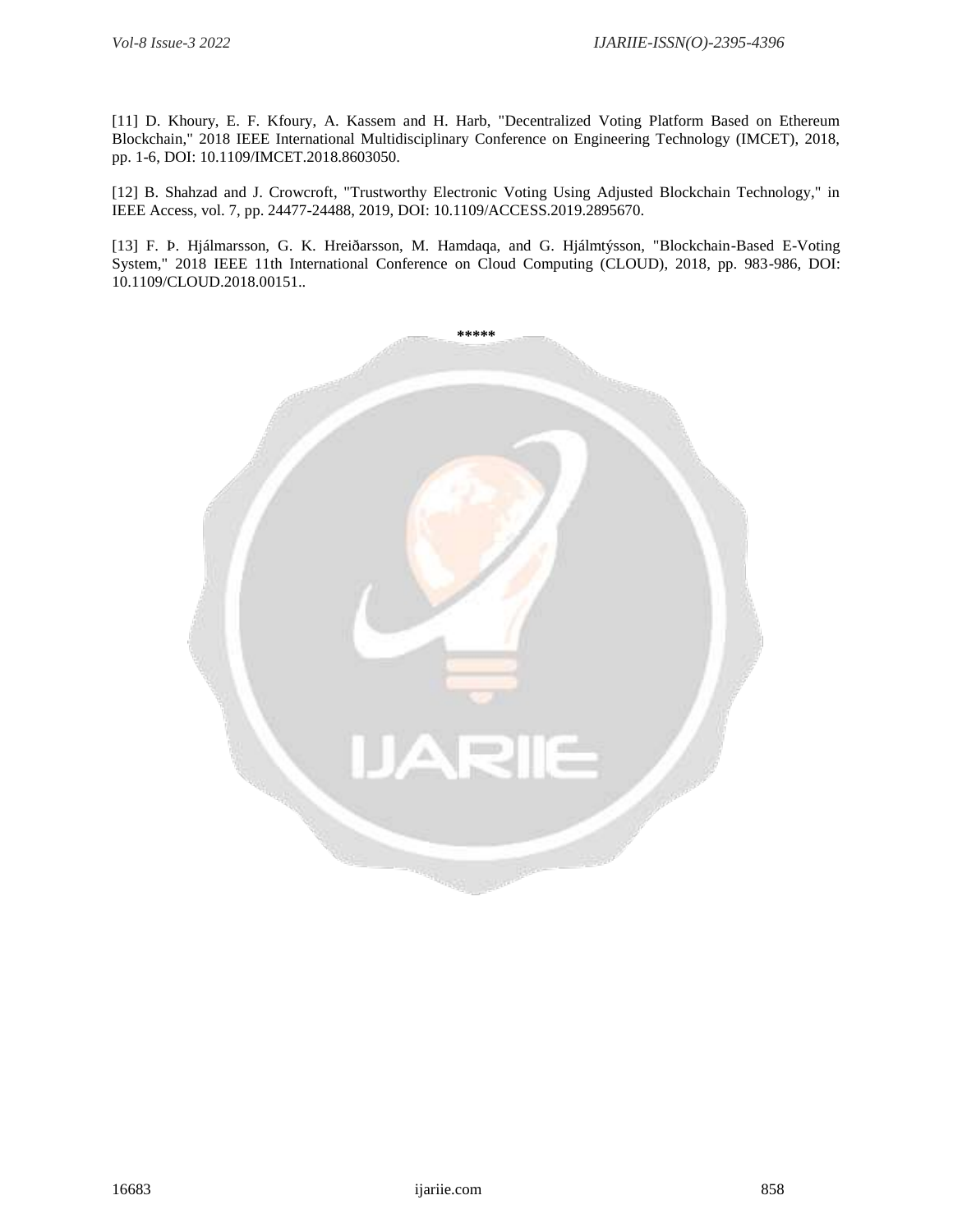[11] D. Khoury, E. F. Kfoury, A. Kassem and H. Harb, "Decentralized Voting Platform Based on Ethereum Blockchain," 2018 IEEE International Multidisciplinary Conference on Engineering Technology (IMCET), 2018, pp. 1-6, DOI: 10.1109/IMCET.2018.8603050.

[12] B. Shahzad and J. Crowcroft, "Trustworthy Electronic Voting Using Adjusted Blockchain Technology," in IEEE Access, vol. 7, pp. 24477-24488, 2019, DOI: 10.1109/ACCESS.2019.2895670.

[13] F. Þ. Hjálmarsson, G. K. Hreiðarsson, M. Hamdaqa, and G. Hjálmtýsson, "Blockchain-Based E-Voting System," 2018 IEEE 11th International Conference on Cloud Computing (CLOUD), 2018, pp. 983-986, DOI: 10.1109/CLOUD.2018.00151..

*****